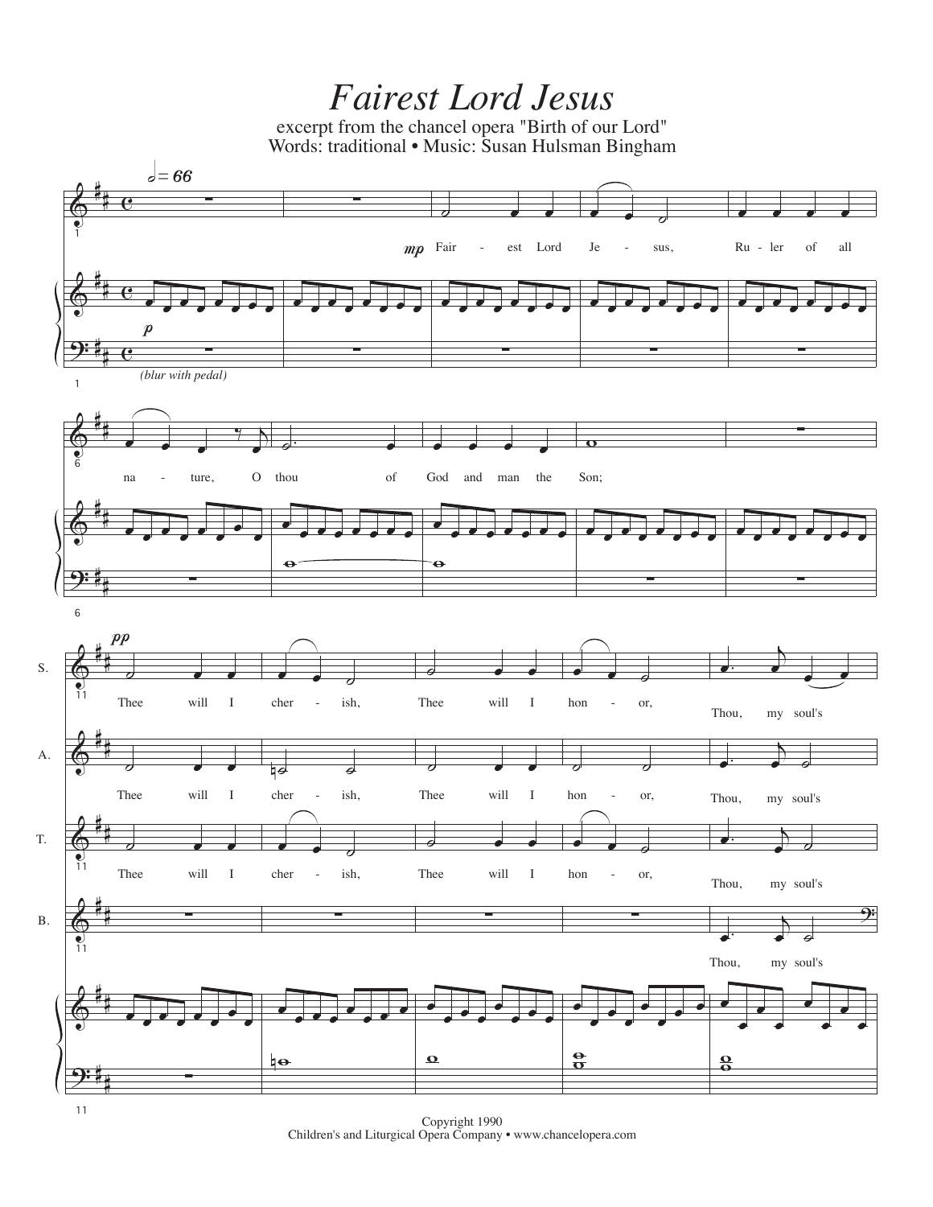# *Fairest Lord Jesus*

excerpt from the chancel opera "Birth of our Lord"

Words: traditional • Music: Susan Hulsman Bingham

Copyright 1990

Children's and Liturgical Opera Company • www.chancelopera.com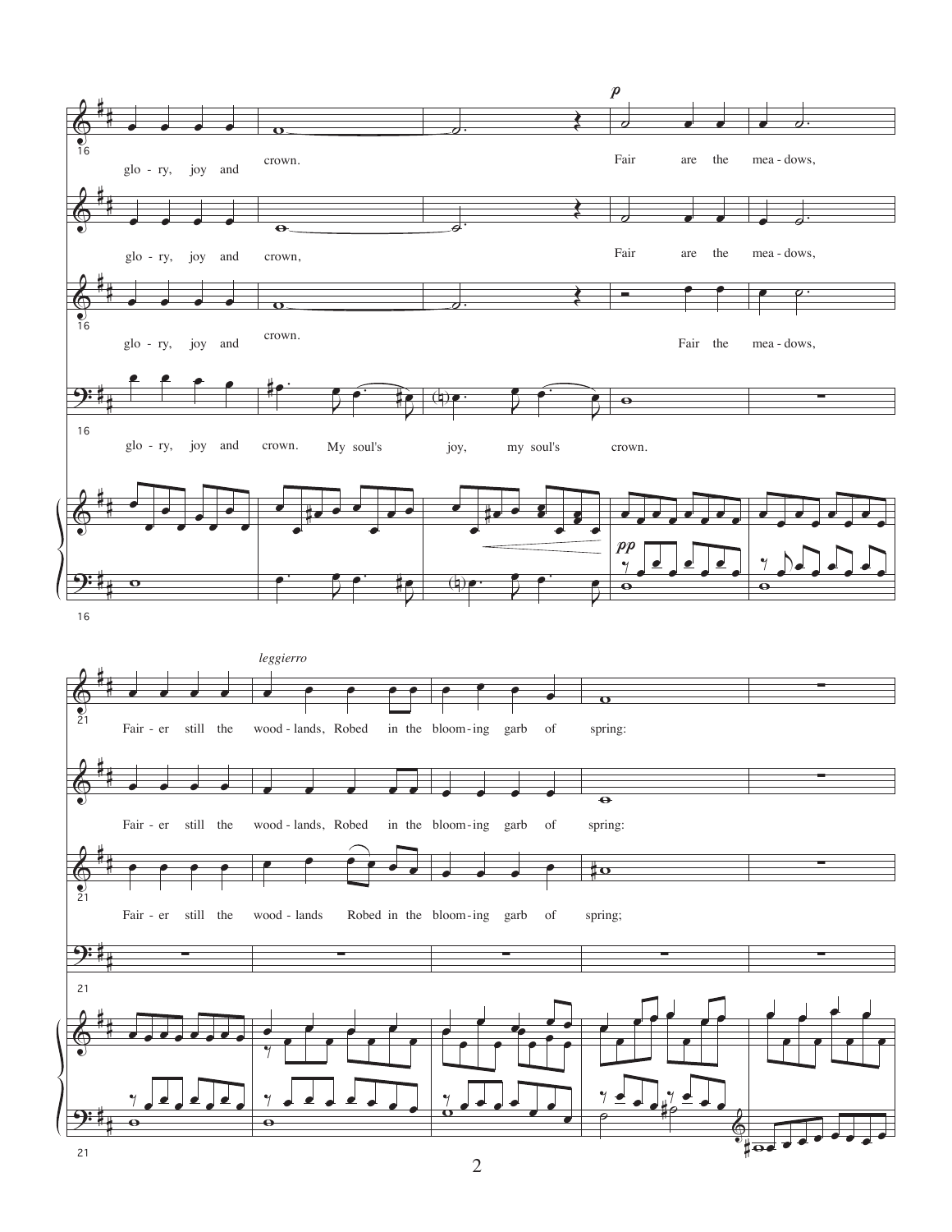*p*

glo - ry, joy and crown. Fair are the mea - dows,

glo - ry, joy and crown, Fair are the mea - dows,

glo - ry, joy and crown. Fair the mea - dows,

glo - ry, joy and crown. My soul's joy, my soul's crown.

*pp*

*leggierro*

Fair - er still the wood - lands, Robed in the bloom - ing garb of spring:

Fair - er still the wood - lands, Robed in the bloom - ing garb of spring:

Fair - er still the wood - lands Robed in the bloom - ing garb of spring;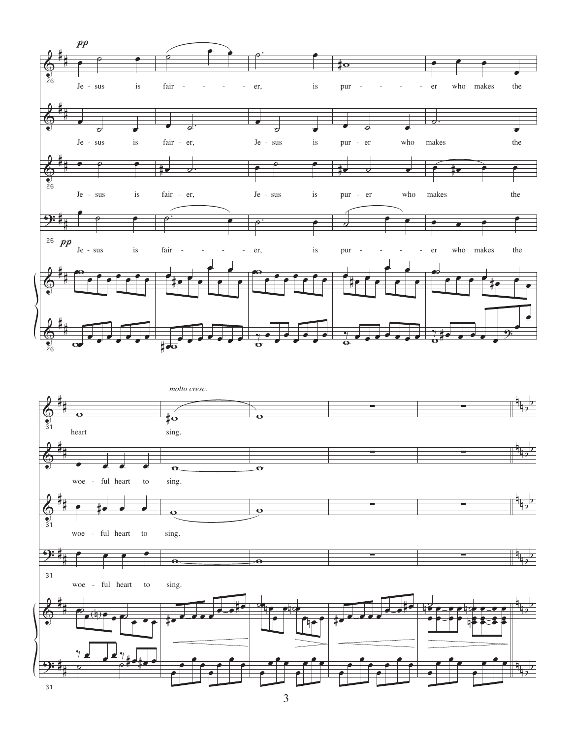*pp*

Je - sus is fair - - - - - er, is pur - - - - - er who makes the

Je - sus is fair - er, Je - sus is pur - er who makes the

Je - sus is fair - er, Je - sus is pur - er who makes the

*pp*

Je - sus is fair - - - - - er, is pur - - - - - er who makes the

*molto cresc.*

heart sing.

woe - ful heart to sing.

woe - ful heart to sing.

woe - ful heart to sing.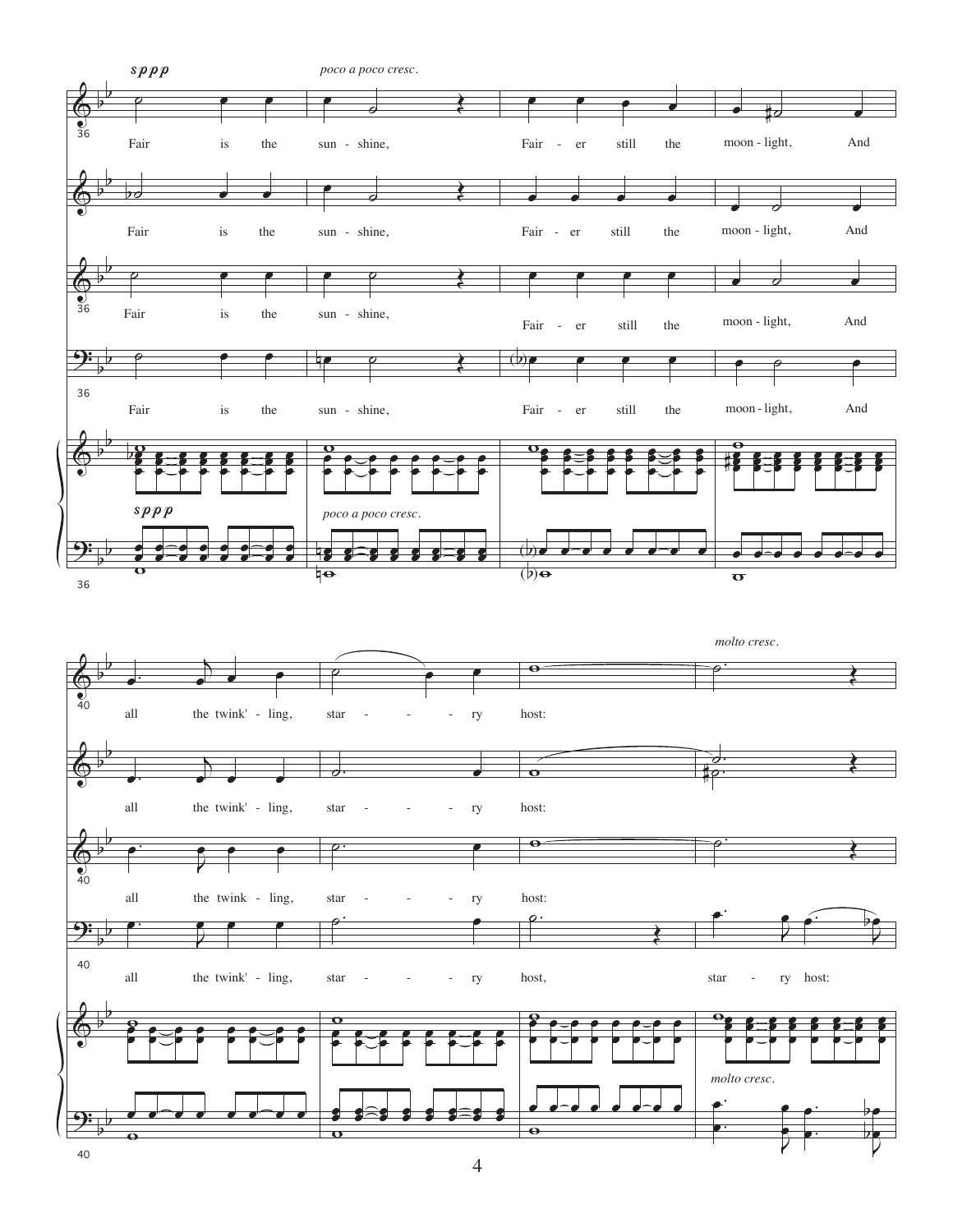*sppp* *poco a poco cresc.*

Fair is the sunshine, Fairer still the moonlight, And

all the twink'-ling, star - - - - ry host:

*molto cresc.*

all the twink'-ling, star - - - - ry host, star - ry host: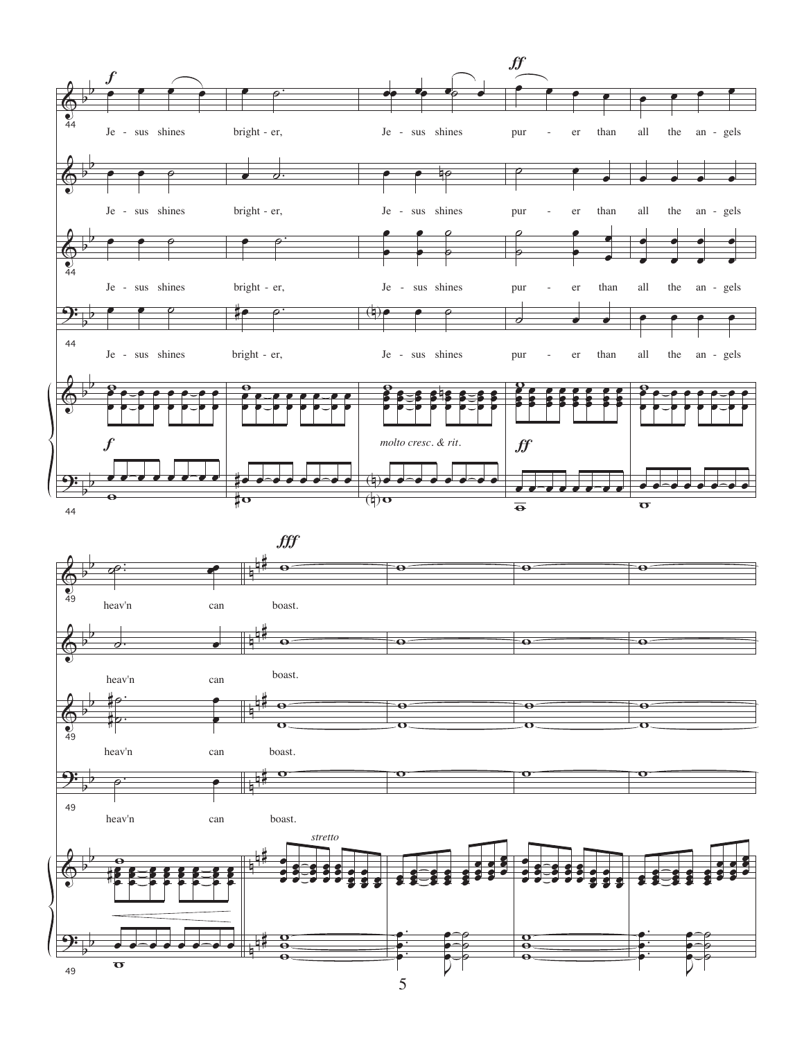Jesus shines brighter, Jesus shines purer than all the angels heav'n can boast.